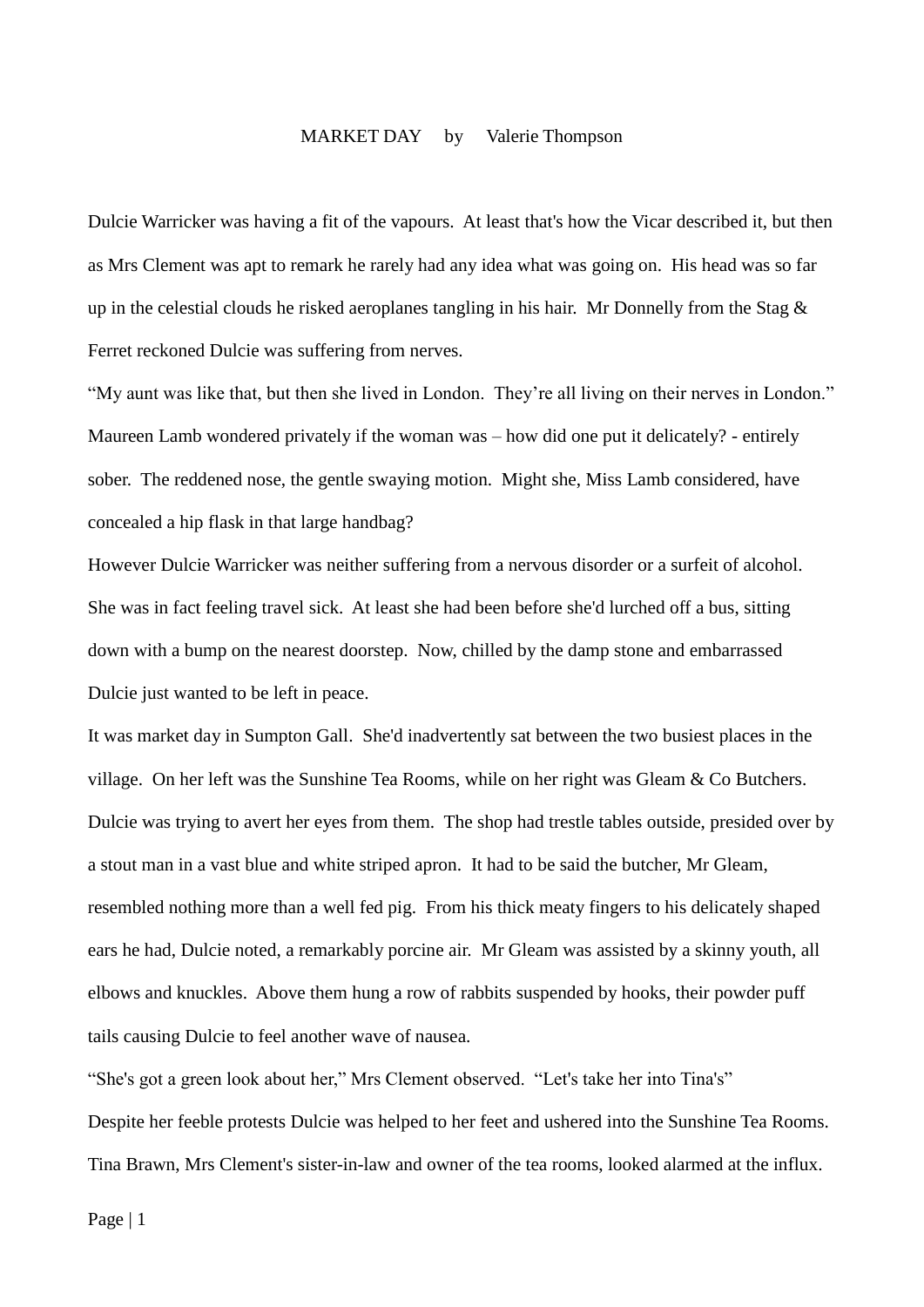# MARKET DAY by Valerie Thompson

Dulcie Warricker was having a fit of the vapours. At least that's how the Vicar described it, but then as Mrs Clement was apt to remark he rarely had any idea what was going on. His head was so far up in the celestial clouds he risked aeroplanes tangling in his hair. Mr Donnelly from the Stag & Ferret reckoned Dulcie was suffering from nerves.

"My aunt was like that, but then she lived in London. They're all living on their nerves in London."

Maureen Lamb wondered privately if the woman was – how did one put it delicately? - entirely sober. The reddened nose, the gentle swaying motion. Might she, Miss Lamb considered, have concealed a hip flask in that large handbag?

However Dulcie Warricker was neither suffering from a nervous disorder or a surfeit of alcohol. She was in fact feeling travel sick. At least she had been before she'd lurched off a bus, sitting down with a bump on the nearest doorstep. Now, chilled by the damp stone and embarrassed Dulcie just wanted to be left in peace.

It was market day in Sumpton Gall. She'd inadvertently sat between the two busiest places in the village. On her left was the Sunshine Tea Rooms, while on her right was Gleam & Co Butchers. Dulcie was trying to avert her eyes from them. The shop had trestle tables outside, presided over by a stout man in a vast blue and white striped apron. It had to be said the butcher, Mr Gleam, resembled nothing more than a well fed pig. From his thick meaty fingers to his delicately shaped ears he had, Dulcie noted, a remarkably porcine air. Mr Gleam was assisted by a skinny youth, all elbows and knuckles. Above them hung a row of rabbits suspended by hooks, their powder puff tails causing Dulcie to feel another wave of nausea.

"She's got a green look about her," Mrs Clement observed. "Let's take her into Tina's"

Despite her feeble protests Dulcie was helped to her feet and ushered into the Sunshine Tea Rooms. Tina Brawn, Mrs Clement's sister-in-law and owner of the tea rooms, looked alarmed at the influx.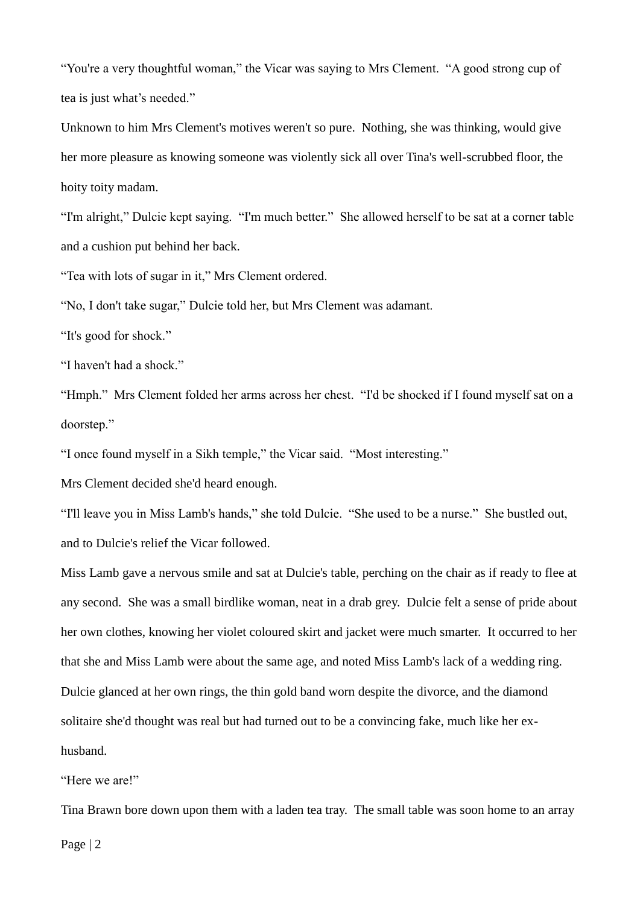"You're a very thoughtful woman," the Vicar was saying to Mrs Clement. "A good strong cup of tea is just what's needed."

Unknown to him Mrs Clement's motives weren't so pure. Nothing, she was thinking, would give her more pleasure as knowing someone was violently sick all over Tina's well-scrubbed floor, the hoity toity madam.

"I'm alright," Dulcie kept saying. "I'm much better." She allowed herself to be sat at a corner table and a cushion put behind her back.

"Tea with lots of sugar in it," Mrs Clement ordered.

"No, I don't take sugar," Dulcie told her, but Mrs Clement was adamant.

"It's good for shock."

"I haven't had a shock."

"Hmph." Mrs Clement folded her arms across her chest. "I'd be shocked if I found myself sat on a doorstep."

"I once found myself in a Sikh temple," the Vicar said. "Most interesting."

Mrs Clement decided she'd heard enough.

"I'll leave you in Miss Lamb's hands," she told Dulcie. "She used to be a nurse." She bustled out, and to Dulcie's relief the Vicar followed.

Miss Lamb gave a nervous smile and sat at Dulcie's table, perching on the chair as if ready to flee at any second. She was a small birdlike woman, neat in a drab grey. Dulcie felt a sense of pride about her own clothes, knowing her violet coloured skirt and jacket were much smarter. It occurred to her that she and Miss Lamb were about the same age, and noted Miss Lamb's lack of a wedding ring. Dulcie glanced at her own rings, the thin gold band worn despite the divorce, and the diamond solitaire she'd thought was real but had turned out to be a convincing fake, much like her ex-husband.

"Here we are!"

Tina Brawn bore down upon them with a laden tea tray. The small table was soon home to an array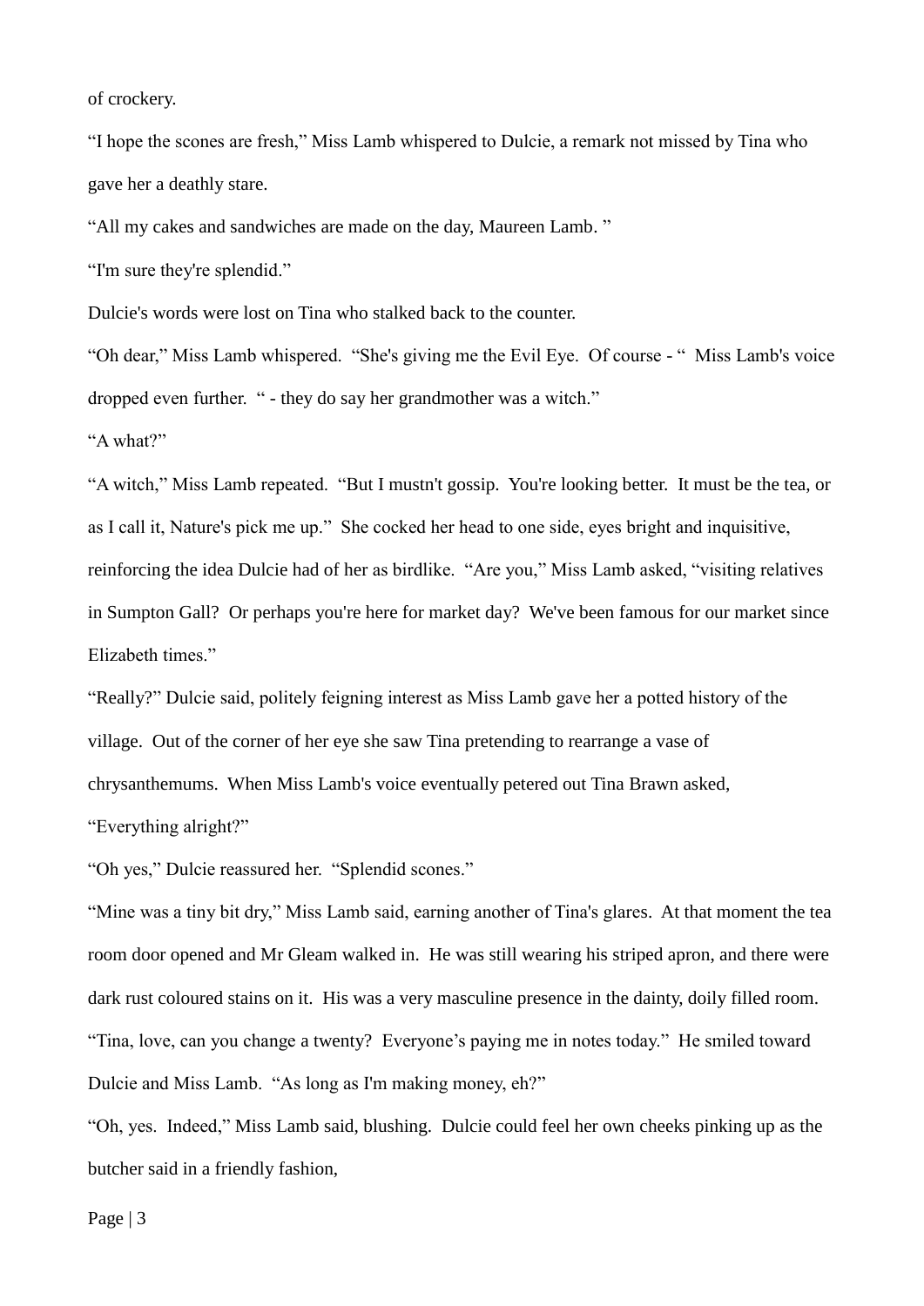of crockery.

“I hope the scones are fresh,” Miss Lamb whispered to Dulcie, a remark not missed by Tina who gave her a deathly stare.

“All my cakes and sandwiches are made on the day, Maureen Lamb. ”

“I'm sure they're splendid.”

Dulcie's words were lost on Tina who stalked back to the counter.

“Oh dear,” Miss Lamb whispered. “She's giving me the Evil Eye. Of course - “ Miss Lamb's voice dropped even further. “ - they do say her grandmother was a witch.”

“A what?”

“A witch,” Miss Lamb repeated. “But I mustn't gossip. You're looking better. It must be the tea, or as I call it, Nature's pick me up.” She cocked her head to one side, eyes bright and inquisitive, reinforcing the idea Dulcie had of her as birdlike. “Are you,” Miss Lamb asked, “visiting relatives in Sumpton Gall? Or perhaps you're here for market day? We've been famous for our market since Elizabeth times.”

“Really?” Dulcie said, politely feigning interest as Miss Lamb gave her a potted history of the village. Out of the corner of her eye she saw Tina pretending to rearrange a vase of chrysanthemums. When Miss Lamb's voice eventually petered out Tina Brawn asked,

“Everything alright?”

“Oh yes,” Dulcie reassured her. “Splendid scones.”

“Mine was a tiny bit dry,” Miss Lamb said, earning another of Tina's glares. At that moment the tea room door opened and Mr Gleam walked in. He was still wearing his striped apron, and there were dark rust coloured stains on it. His was a very masculine presence in the dainty, doily filled room. “Tina, love, can you change a twenty? Everyone’s paying me in notes today.” He smiled toward Dulcie and Miss Lamb. “As long as I'm making money, eh?”

“Oh, yes. Indeed,” Miss Lamb said, blushing. Dulcie could feel her own cheeks pinking up as the butcher said in a friendly fashion,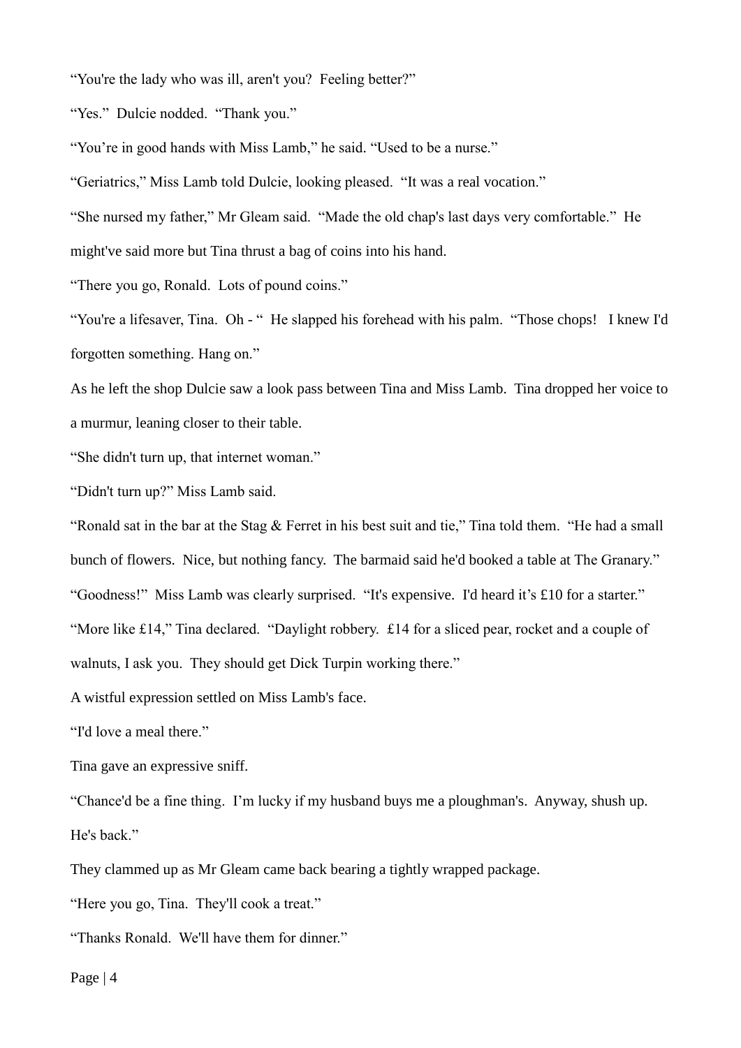"You're the lady who was ill, aren't you? Feeling better?"

"Yes." Dulcie nodded. "Thank you."

"You're in good hands with Miss Lamb," he said. "Used to be a nurse."

"Geriatrics," Miss Lamb told Dulcie, looking pleased. "It was a real vocation."

"She nursed my father," Mr Gleam said. "Made the old chap's last days very comfortable." He might've said more but Tina thrust a bag of coins into his hand.

"There you go, Ronald. Lots of pound coins."

"You're a lifesaver, Tina. Oh - " He slapped his forehead with his palm. "Those chops! I knew I'd forgotten something. Hang on."

As he left the shop Dulcie saw a look pass between Tina and Miss Lamb. Tina dropped her voice to a murmur, leaning closer to their table.

"She didn't turn up, that internet woman."

"Didn't turn up?" Miss Lamb said.

"Ronald sat in the bar at the Stag & Ferret in his best suit and tie," Tina told them. "He had a small bunch of flowers. Nice, but nothing fancy. The barmaid said he'd booked a table at The Granary."

"Goodness!" Miss Lamb was clearly surprised. "It's expensive. I'd heard it's £10 for a starter."

"More like £14," Tina declared. "Daylight robbery. £14 for a sliced pear, rocket and a couple of walnuts, I ask you. They should get Dick Turpin working there."

A wistful expression settled on Miss Lamb's face.

"I'd love a meal there."

Tina gave an expressive sniff.

"Chance'd be a fine thing. I'm lucky if my husband buys me a ploughman's. Anyway, shush up. He's back."

They clammed up as Mr Gleam came back bearing a tightly wrapped package.

"Here you go, Tina. They'll cook a treat."

"Thanks Ronald. We'll have them for dinner."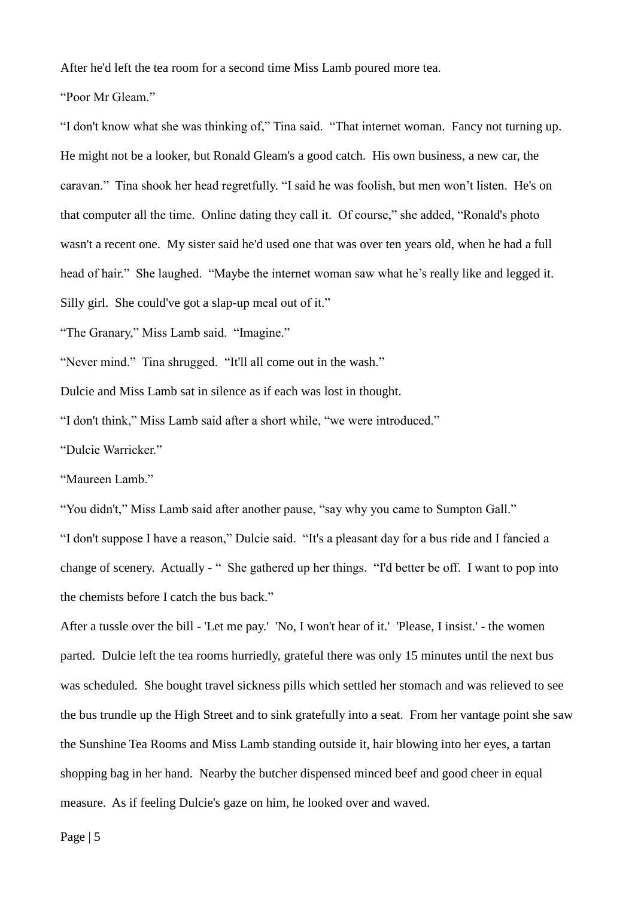After he'd left the tea room for a second time Miss Lamb poured more tea.

"Poor Mr Gleam."

"I don't know what she was thinking of," Tina said. "That internet woman. Fancy not turning up. He might not be a looker, but Ronald Gleam's a good catch. His own business, a new car, the caravan." Tina shook her head regretfully. "I said he was foolish, but men won't listen. He's on that computer all the time. Online dating they call it. Of course," she added, "Ronald's photo wasn't a recent one. My sister said he'd used one that was over ten years old, when he had a full head of hair." She laughed. "Maybe the internet woman saw what he's really like and legged it. Silly girl. She could've got a slap-up meal out of it."

"The Granary," Miss Lamb said. "Imagine."

"Never mind." Tina shrugged. "It'll all come out in the wash."

Dulcie and Miss Lamb sat in silence as if each was lost in thought.

"I don't think," Miss Lamb said after a short while, "we were introduced."

"Dulcie Warricker."

"Maureen Lamb."

"You didn't," Miss Lamb said after another pause, "say why you came to Sumpton Gall."

"I don't suppose I have a reason," Dulcie said. "It's a pleasant day for a bus ride and I fancied a change of scenery. Actually - " She gathered up her things. "I'd better be off. I want to pop into the chemists before I catch the bus back."

After a tussle over the bill - 'Let me pay.' 'No, I won't hear of it.' 'Please, I insist.' - the women parted. Dulcie left the tea rooms hurriedly, grateful there was only 15 minutes until the next bus was scheduled. She bought travel sickness pills which settled her stomach and was relieved to see the bus trundle up the High Street and to sink gratefully into a seat. From her vantage point she saw the Sunshine Tea Rooms and Miss Lamb standing outside it, hair blowing into her eyes, a tartan shopping bag in her hand. Nearby the butcher dispensed minced beef and good cheer in equal measure. As if feeling Dulcie's gaze on him, he looked over and waved.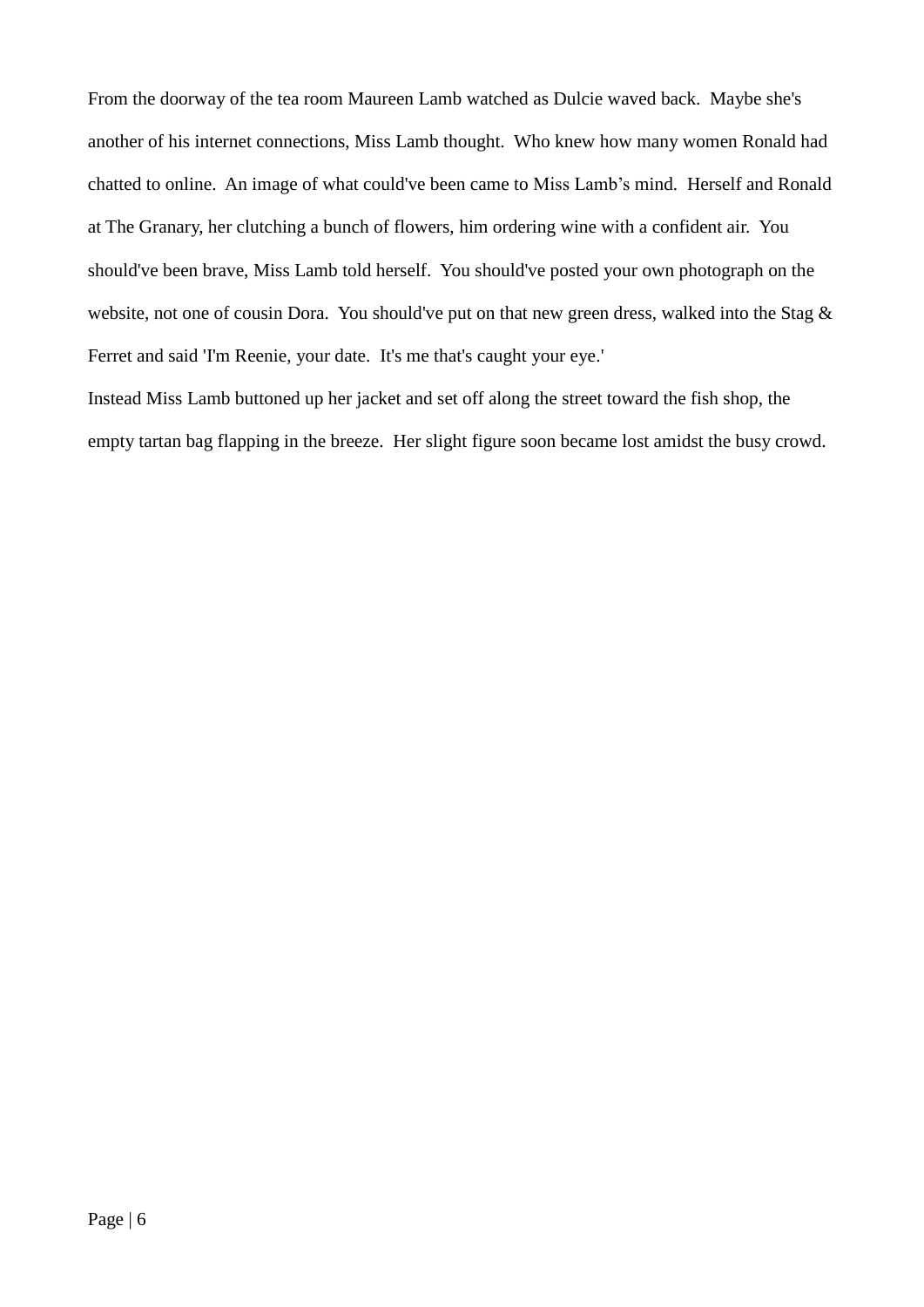From the doorway of the tea room Maureen Lamb watched as Dulcie waved back.  Maybe she's another of his internet connections, Miss Lamb thought.  Who knew how many women Ronald had chatted to online.  An image of what could've been came to Miss Lamb's mind.  Herself and Ronald at The Granary, her clutching a bunch of flowers, him ordering wine with a confident air.  You should've been brave, Miss Lamb told herself.  You should've posted your own photograph on the website, not one of cousin Dora.  You should've put on that new green dress, walked into the Stag & Ferret and said 'I'm Reenie, your date.  It's me that's caught your eye.'

Instead Miss Lamb buttoned up her jacket and set off along the street toward the fish shop, the empty tartan bag flapping in the breeze.  Her slight figure soon became lost amidst the busy crowd.